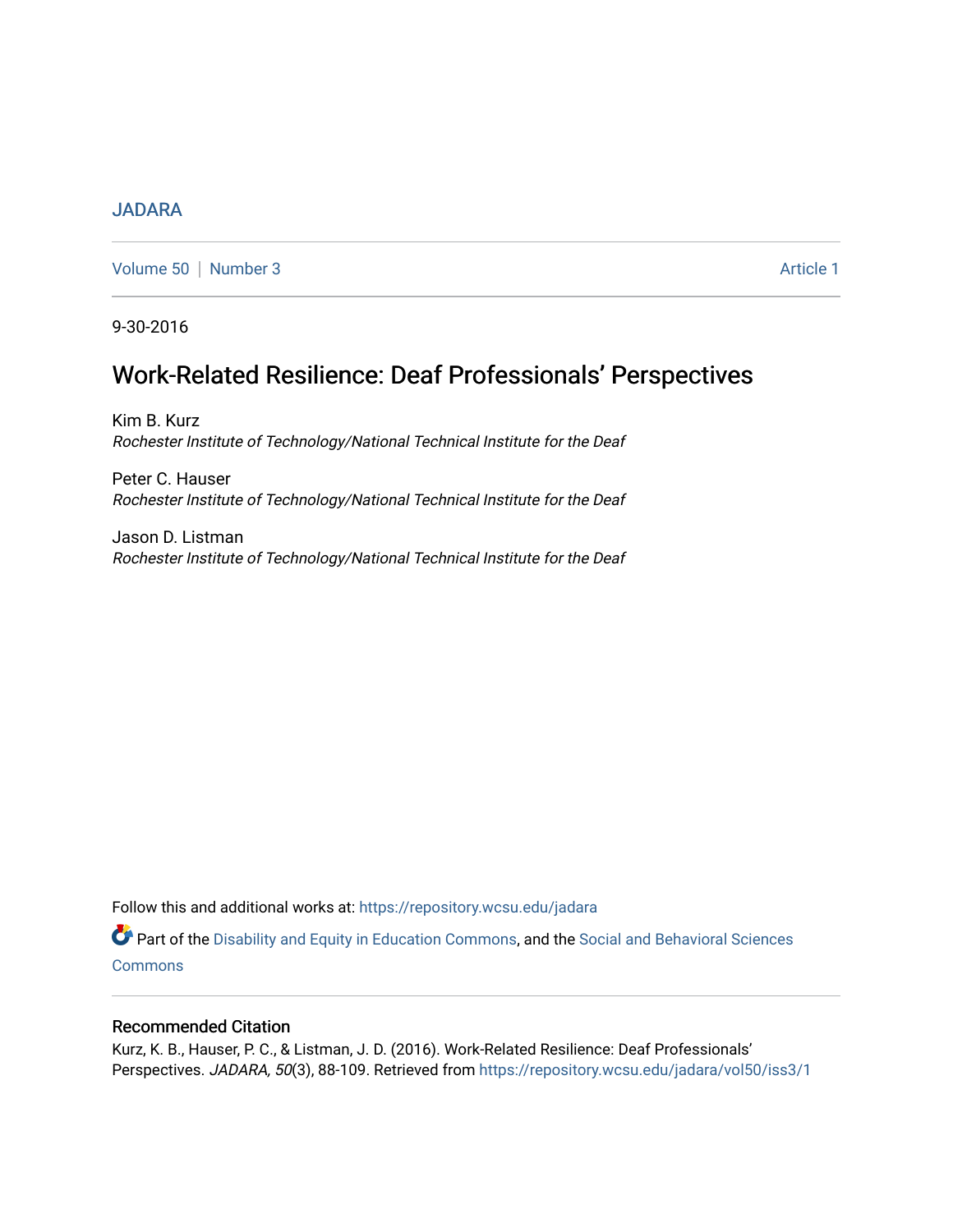JADARA

Volume 50 | Number 3 | Article 1

9-30-2016

# Work-Related Resilience: Deaf Professionals' Perspectives

Kim B. Kurz
*Rochester Institute of Technology/National Technical Institute for the Deaf*

Peter C. Hauser
*Rochester Institute of Technology/National Technical Institute for the Deaf*

Jason D. Listman
*Rochester Institute of Technology/National Technical Institute for the Deaf*

Follow this and additional works at: https://repository.wcsu.edu/jadara

Part of the Disability and Equity in Education Commons, and the Social and Behavioral Sciences Commons

## Recommended Citation

Kurz, K. B., Hauser, P. C., & Listman, J. D. (2016). Work-Related Resilience: Deaf Professionals' Perspectives. *JADARA, 50*(3), 88-109. Retrieved from https://repository.wcsu.edu/jadara/vol50/iss3/1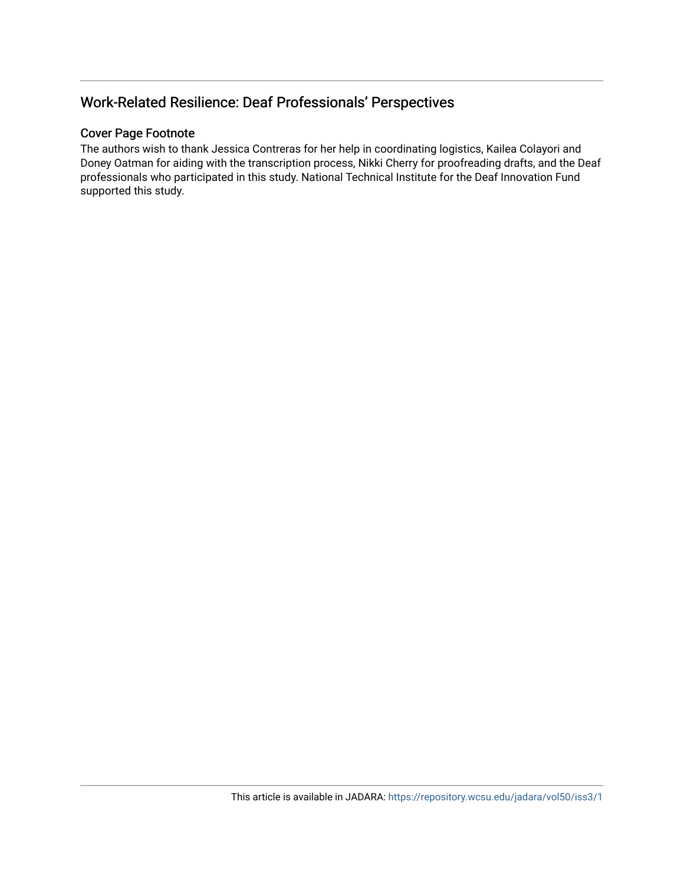## Work-Related Resilience: Deaf Professionals' Perspectives

### Cover Page Footnote

The authors wish to thank Jessica Contreras for her help in coordinating logistics, Kailea Colayori and Doney Oatman for aiding with the transcription process, Nikki Cherry for proofreading drafts, and the Deaf professionals who participated in this study. National Technical Institute for the Deaf Innovation Fund supported this study.

This article is available in JADARA: https://repository.wcsu.edu/jadara/vol50/iss3/1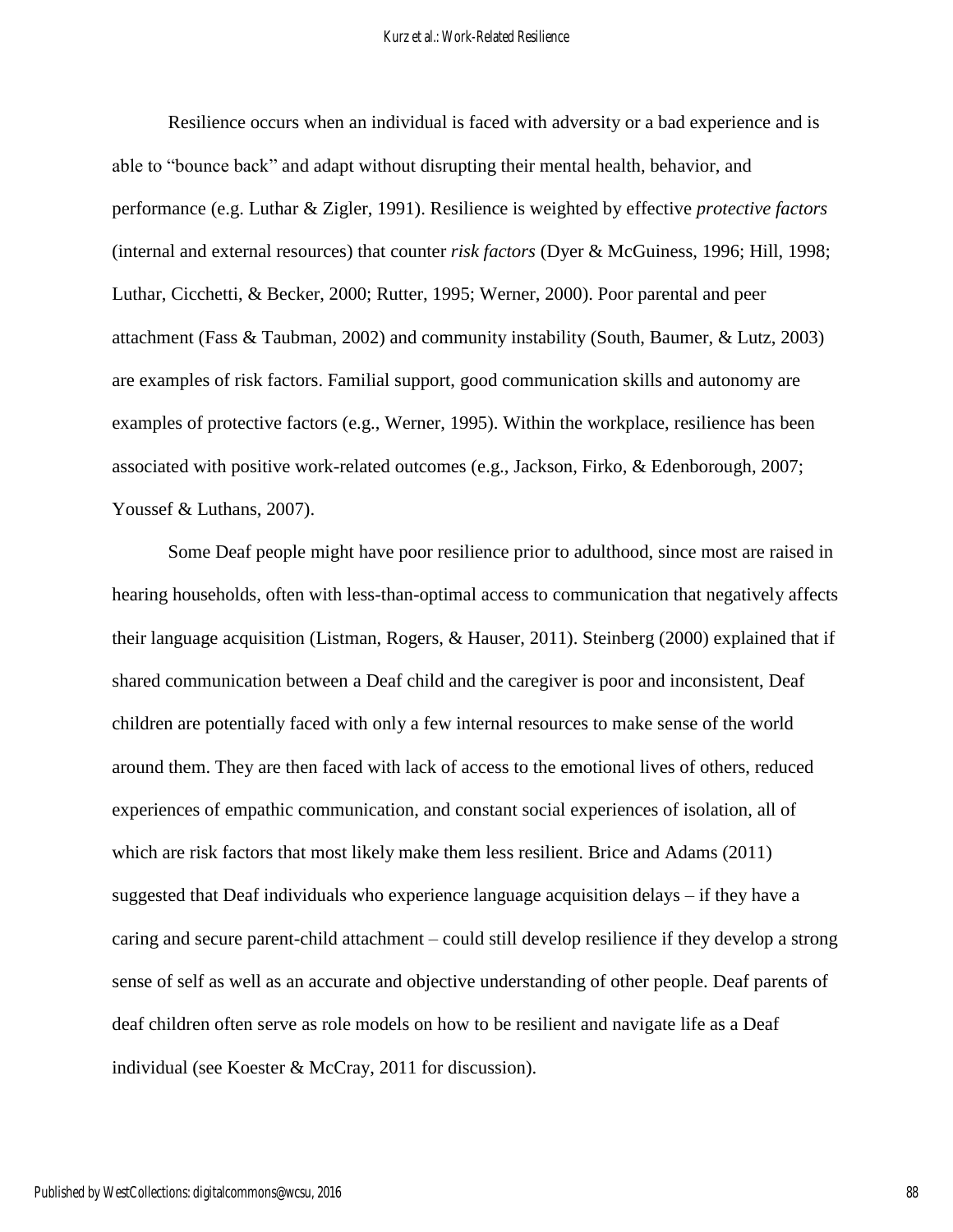Resilience occurs when an individual is faced with adversity or a bad experience and is able to "bounce back" and adapt without disrupting their mental health, behavior, and performance (e.g. Luthar & Zigler, 1991). Resilience is weighted by effective *protective factors* (internal and external resources) that counter *risk factors* (Dyer & McGuiness, 1996; Hill, 1998; Luthar, Cicchetti, & Becker, 2000; Rutter, 1995; Werner, 2000). Poor parental and peer attachment (Fass & Taubman, 2002) and community instability (South, Baumer, & Lutz, 2003) are examples of risk factors. Familial support, good communication skills and autonomy are examples of protective factors (e.g., Werner, 1995). Within the workplace, resilience has been associated with positive work-related outcomes (e.g., Jackson, Firko, & Edenborough, 2007; Youssef & Luthans, 2007).

Some Deaf people might have poor resilience prior to adulthood, since most are raised in hearing households, often with less-than-optimal access to communication that negatively affects their language acquisition (Listman, Rogers, & Hauser, 2011). Steinberg (2000) explained that if shared communication between a Deaf child and the caregiver is poor and inconsistent, Deaf children are potentially faced with only a few internal resources to make sense of the world around them. They are then faced with lack of access to the emotional lives of others, reduced experiences of empathic communication, and constant social experiences of isolation, all of which are risk factors that most likely make them less resilient. Brice and Adams (2011) suggested that Deaf individuals who experience language acquisition delays – if they have a caring and secure parent-child attachment – could still develop resilience if they develop a strong sense of self as well as an accurate and objective understanding of other people. Deaf parents of deaf children often serve as role models on how to be resilient and navigate life as a Deaf individual (see Koester & McCray, 2011 for discussion).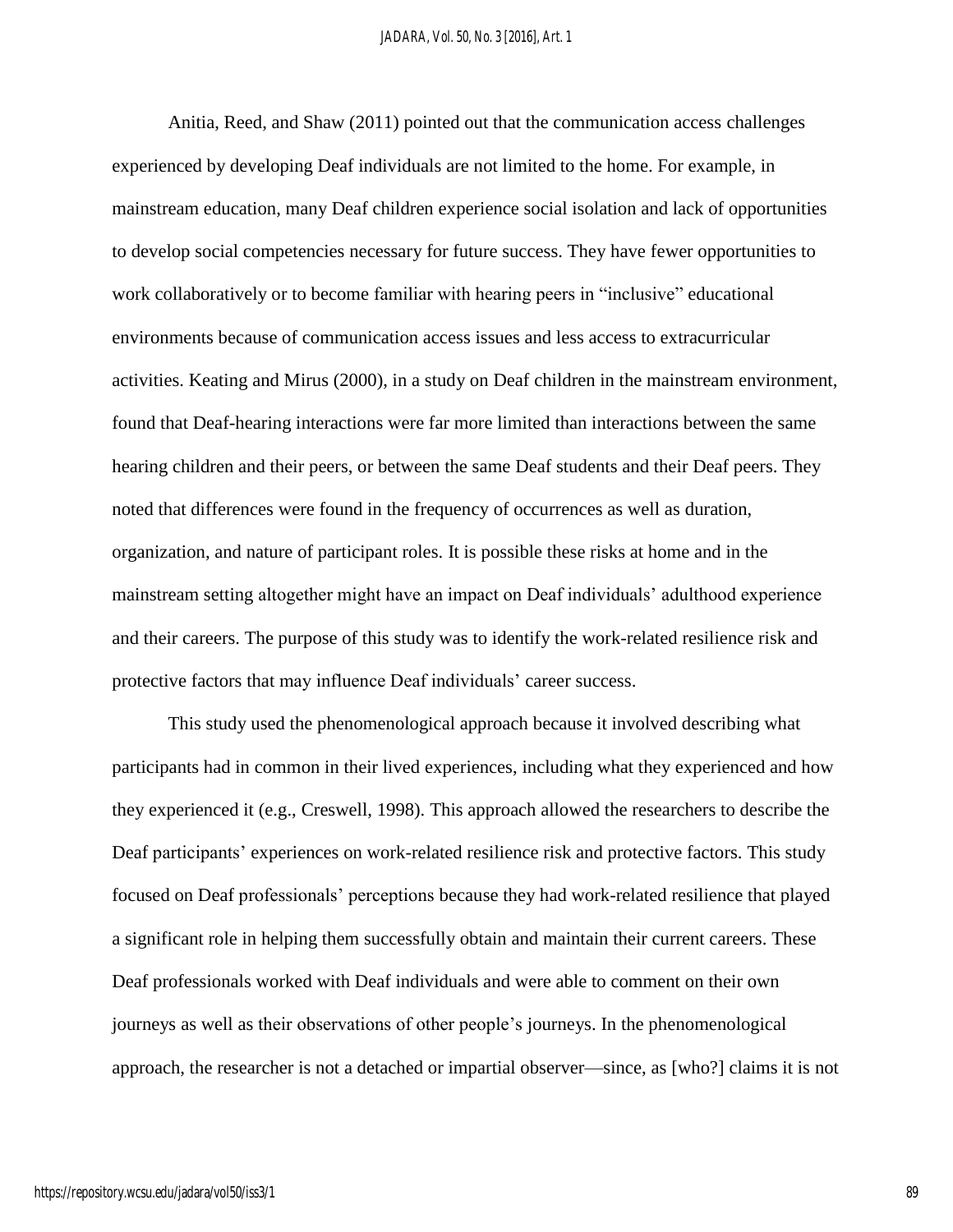Anitia, Reed, and Shaw (2011) pointed out that the communication access challenges experienced by developing Deaf individuals are not limited to the home. For example, in mainstream education, many Deaf children experience social isolation and lack of opportunities to develop social competencies necessary for future success. They have fewer opportunities to work collaboratively or to become familiar with hearing peers in "inclusive" educational environments because of communication access issues and less access to extracurricular activities. Keating and Mirus (2000), in a study on Deaf children in the mainstream environment, found that Deaf-hearing interactions were far more limited than interactions between the same hearing children and their peers, or between the same Deaf students and their Deaf peers. They noted that differences were found in the frequency of occurrences as well as duration, organization, and nature of participant roles. It is possible these risks at home and in the mainstream setting altogether might have an impact on Deaf individuals' adulthood experience and their careers. The purpose of this study was to identify the work-related resilience risk and protective factors that may influence Deaf individuals' career success.

This study used the phenomenological approach because it involved describing what participants had in common in their lived experiences, including what they experienced and how they experienced it (e.g., Creswell, 1998). This approach allowed the researchers to describe the Deaf participants' experiences on work-related resilience risk and protective factors. This study focused on Deaf professionals' perceptions because they had work-related resilience that played a significant role in helping them successfully obtain and maintain their current careers. These Deaf professionals worked with Deaf individuals and were able to comment on their own journeys as well as their observations of other people's journeys. In the phenomenological approach, the researcher is not a detached or impartial observer—since, as [who?] claims it is not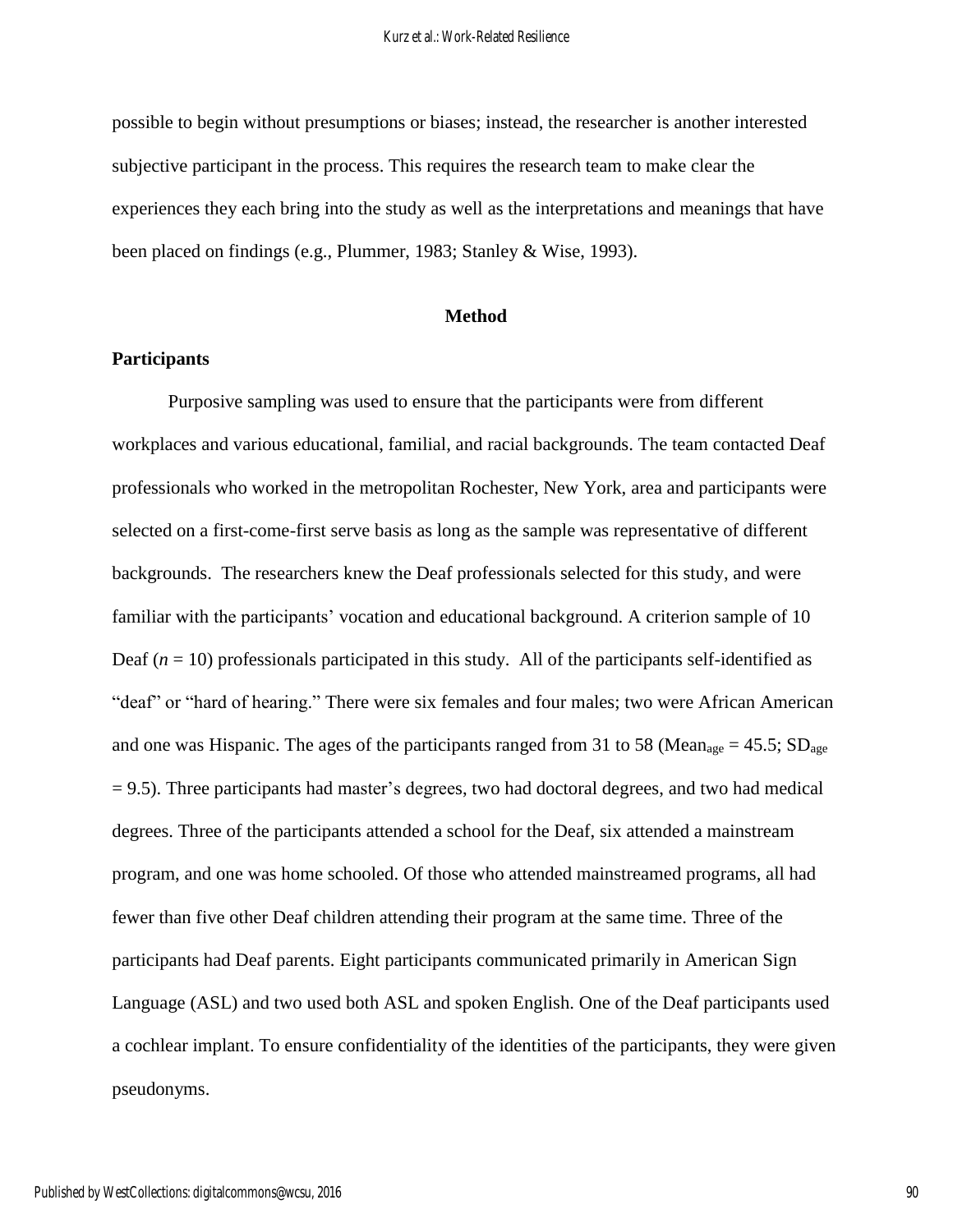possible to begin without presumptions or biases; instead, the researcher is another interested subjective participant in the process. This requires the research team to make clear the experiences they each bring into the study as well as the interpretations and meanings that have been placed on findings (e.g., Plummer, 1983; Stanley & Wise, 1993).

## Method

### Participants

Purposive sampling was used to ensure that the participants were from different workplaces and various educational, familial, and racial backgrounds. The team contacted Deaf professionals who worked in the metropolitan Rochester, New York, area and participants were selected on a first-come-first serve basis as long as the sample was representative of different backgrounds. The researchers knew the Deaf professionals selected for this study, and were familiar with the participants' vocation and educational background. A criterion sample of 10 Deaf ($n$ = 10) professionals participated in this study. All of the participants self-identified as "deaf" or "hard of hearing." There were six females and four males; two were African American and one was Hispanic. The ages of the participants ranged from 31 to 58 ($Mean_{age}$ = 45.5; $SD_{age}$ = 9.5). Three participants had master's degrees, two had doctoral degrees, and two had medical degrees. Three of the participants attended a school for the Deaf, six attended a mainstream program, and one was home schooled. Of those who attended mainstreamed programs, all had fewer than five other Deaf children attending their program at the same time. Three of the participants had Deaf parents. Eight participants communicated primarily in American Sign Language (ASL) and two used both ASL and spoken English. One of the Deaf participants used a cochlear implant. To ensure confidentiality of the identities of the participants, they were given pseudonyms.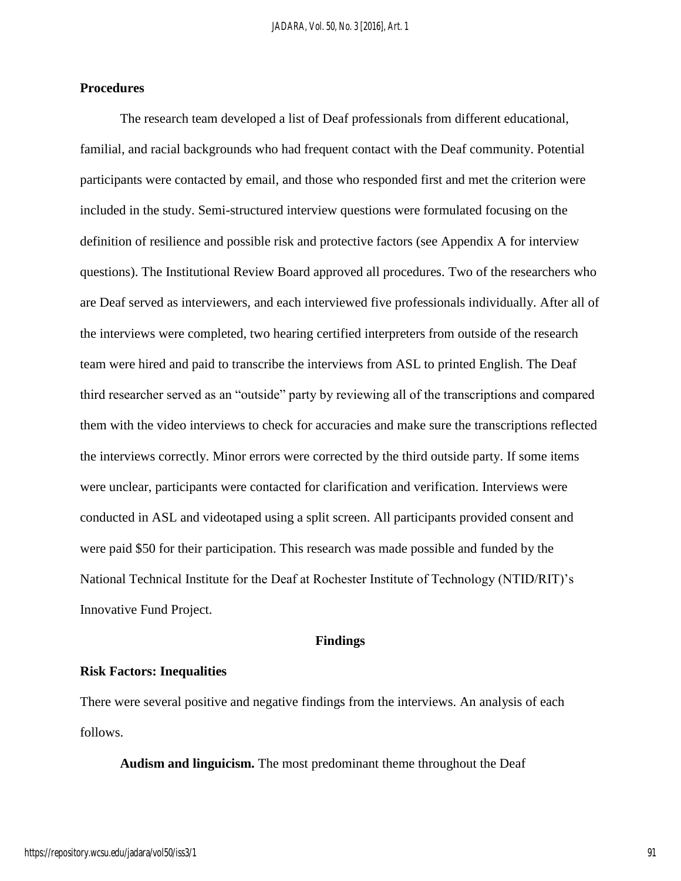**Procedures**

The research team developed a list of Deaf professionals from different educational, familial, and racial backgrounds who had frequent contact with the Deaf community. Potential participants were contacted by email, and those who responded first and met the criterion were included in the study. Semi-structured interview questions were formulated focusing on the definition of resilience and possible risk and protective factors (see Appendix A for interview questions). The Institutional Review Board approved all procedures. Two of the researchers who are Deaf served as interviewers, and each interviewed five professionals individually. After all of the interviews were completed, two hearing certified interpreters from outside of the research team were hired and paid to transcribe the interviews from ASL to printed English. The Deaf third researcher served as an "outside" party by reviewing all of the transcriptions and compared them with the video interviews to check for accuracies and make sure the transcriptions reflected the interviews correctly. Minor errors were corrected by the third outside party. If some items were unclear, participants were contacted for clarification and verification. Interviews were conducted in ASL and videotaped using a split screen. All participants provided consent and were paid $50 for their participation. This research was made possible and funded by the National Technical Institute for the Deaf at Rochester Institute of Technology (NTID/RIT)'s Innovative Fund Project.

## Findings

**Risk Factors: Inequalities**

There were several positive and negative findings from the interviews. An analysis of each follows.

**Audism and linguicism.** The most predominant theme throughout the Deaf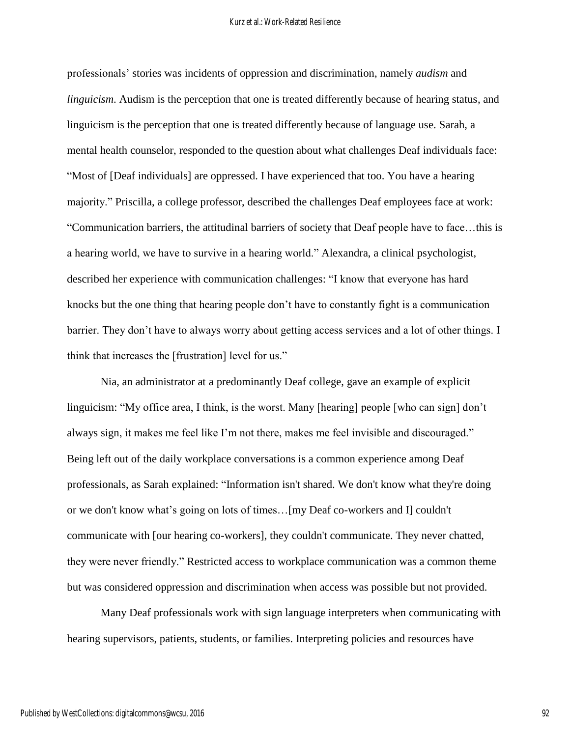professionals' stories was incidents of oppression and discrimination, namely *audism* and *linguicism*. Audism is the perception that one is treated differently because of hearing status, and linguicism is the perception that one is treated differently because of language use. Sarah, a mental health counselor, responded to the question about what challenges Deaf individuals face: "Most of [Deaf individuals] are oppressed. I have experienced that too. You have a hearing majority." Priscilla, a college professor, described the challenges Deaf employees face at work: "Communication barriers, the attitudinal barriers of society that Deaf people have to face…this is a hearing world, we have to survive in a hearing world." Alexandra, a clinical psychologist, described her experience with communication challenges: "I know that everyone has hard knocks but the one thing that hearing people don't have to constantly fight is a communication barrier. They don't have to always worry about getting access services and a lot of other things. I think that increases the [frustration] level for us."

Nia, an administrator at a predominantly Deaf college, gave an example of explicit linguicism: "My office area, I think, is the worst. Many [hearing] people [who can sign] don't always sign, it makes me feel like I'm not there, makes me feel invisible and discouraged." Being left out of the daily workplace conversations is a common experience among Deaf professionals, as Sarah explained: "Information isn't shared. We don't know what they're doing or we don't know what's going on lots of times…[my Deaf co-workers and I] couldn't communicate with [our hearing co-workers], they couldn't communicate. They never chatted, they were never friendly." Restricted access to workplace communication was a common theme but was considered oppression and discrimination when access was possible but not provided.

Many Deaf professionals work with sign language interpreters when communicating with hearing supervisors, patients, students, or families. Interpreting policies and resources have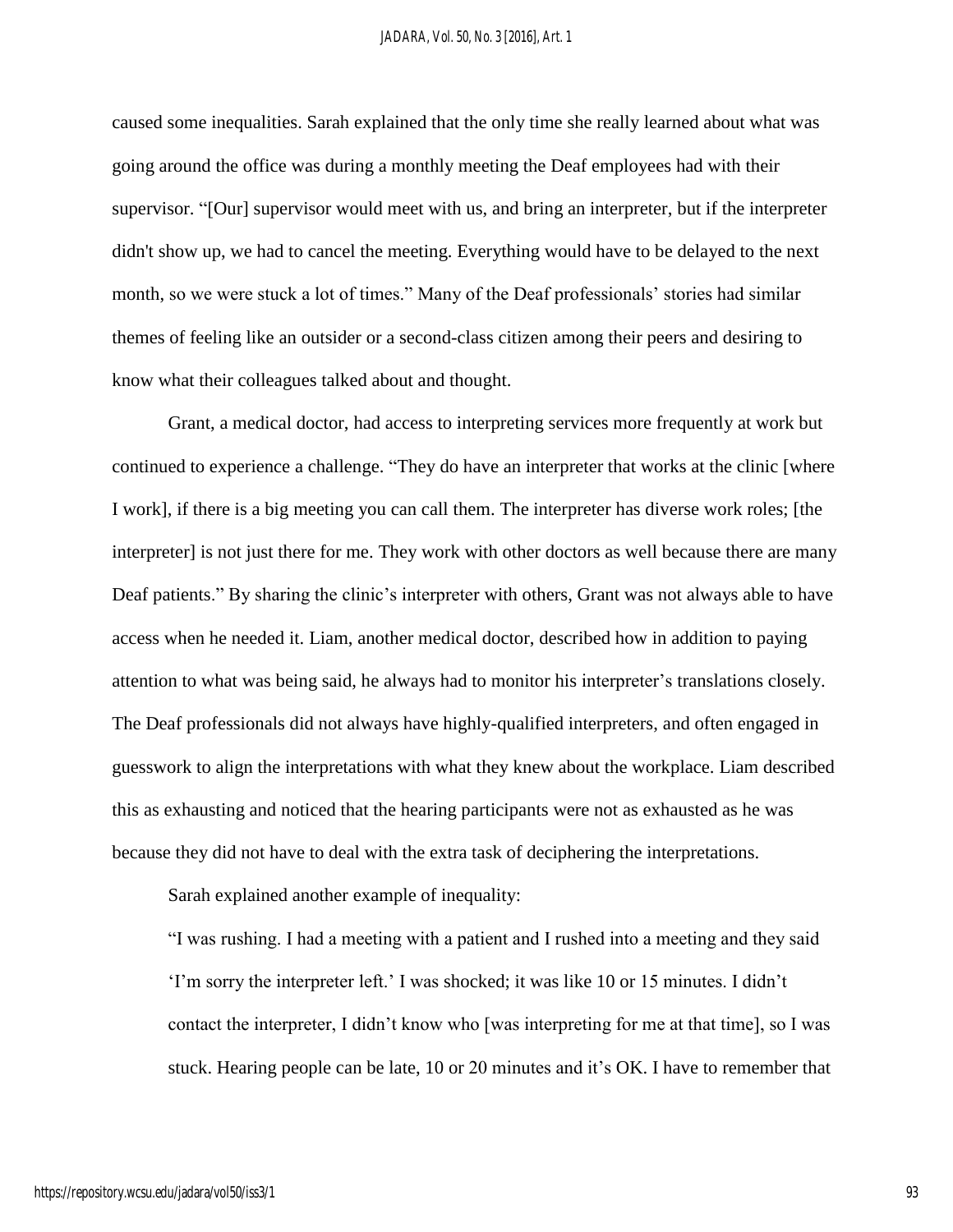caused some inequalities. Sarah explained that the only time she really learned about what was going around the office was during a monthly meeting the Deaf employees had with their supervisor. "[Our] supervisor would meet with us, and bring an interpreter, but if the interpreter didn't show up, we had to cancel the meeting. Everything would have to be delayed to the next month, so we were stuck a lot of times." Many of the Deaf professionals' stories had similar themes of feeling like an outsider or a second-class citizen among their peers and desiring to know what their colleagues talked about and thought.

Grant, a medical doctor, had access to interpreting services more frequently at work but continued to experience a challenge. "They do have an interpreter that works at the clinic [where I work], if there is a big meeting you can call them. The interpreter has diverse work roles; [the interpreter] is not just there for me. They work with other doctors as well because there are many Deaf patients." By sharing the clinic's interpreter with others, Grant was not always able to have access when he needed it. Liam, another medical doctor, described how in addition to paying attention to what was being said, he always had to monitor his interpreter's translations closely. The Deaf professionals did not always have highly-qualified interpreters, and often engaged in guesswork to align the interpretations with what they knew about the workplace. Liam described this as exhausting and noticed that the hearing participants were not as exhausted as he was because they did not have to deal with the extra task of deciphering the interpretations.

Sarah explained another example of inequality:

> "I was rushing. I had a meeting with a patient and I rushed into a meeting and they said 'I'm sorry the interpreter left.' I was shocked; it was like 10 or 15 minutes. I didn't contact the interpreter, I didn't know who [was interpreting for me at that time], so I was stuck. Hearing people can be late, 10 or 20 minutes and it's OK. I have to remember that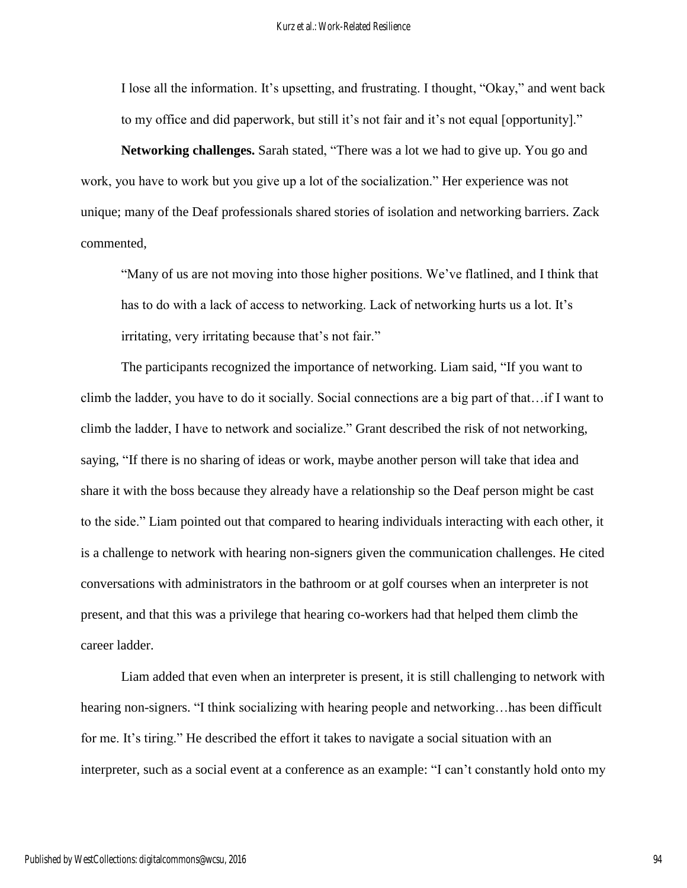I lose all the information. It's upsetting, and frustrating. I thought, "Okay," and went back to my office and did paperwork, but still it's not fair and it's not equal [opportunity]."

**Networking challenges.** Sarah stated, "There was a lot we had to give up. You go and work, you have to work but you give up a lot of the socialization." Her experience was not unique; many of the Deaf professionals shared stories of isolation and networking barriers. Zack commented,

> "Many of us are not moving into those higher positions. We've flatlined, and I think that has to do with a lack of access to networking. Lack of networking hurts us a lot. It's irritating, very irritating because that's not fair."

The participants recognized the importance of networking. Liam said, "If you want to climb the ladder, you have to do it socially. Social connections are a big part of that…if I want to climb the ladder, I have to network and socialize." Grant described the risk of not networking, saying, "If there is no sharing of ideas or work, maybe another person will take that idea and share it with the boss because they already have a relationship so the Deaf person might be cast to the side." Liam pointed out that compared to hearing individuals interacting with each other, it is a challenge to network with hearing non-signers given the communication challenges. He cited conversations with administrators in the bathroom or at golf courses when an interpreter is not present, and that this was a privilege that hearing co-workers had that helped them climb the career ladder.

Liam added that even when an interpreter is present, it is still challenging to network with hearing non-signers. "I think socializing with hearing people and networking…has been difficult for me. It's tiring." He described the effort it takes to navigate a social situation with an interpreter, such as a social event at a conference as an example: "I can't constantly hold onto my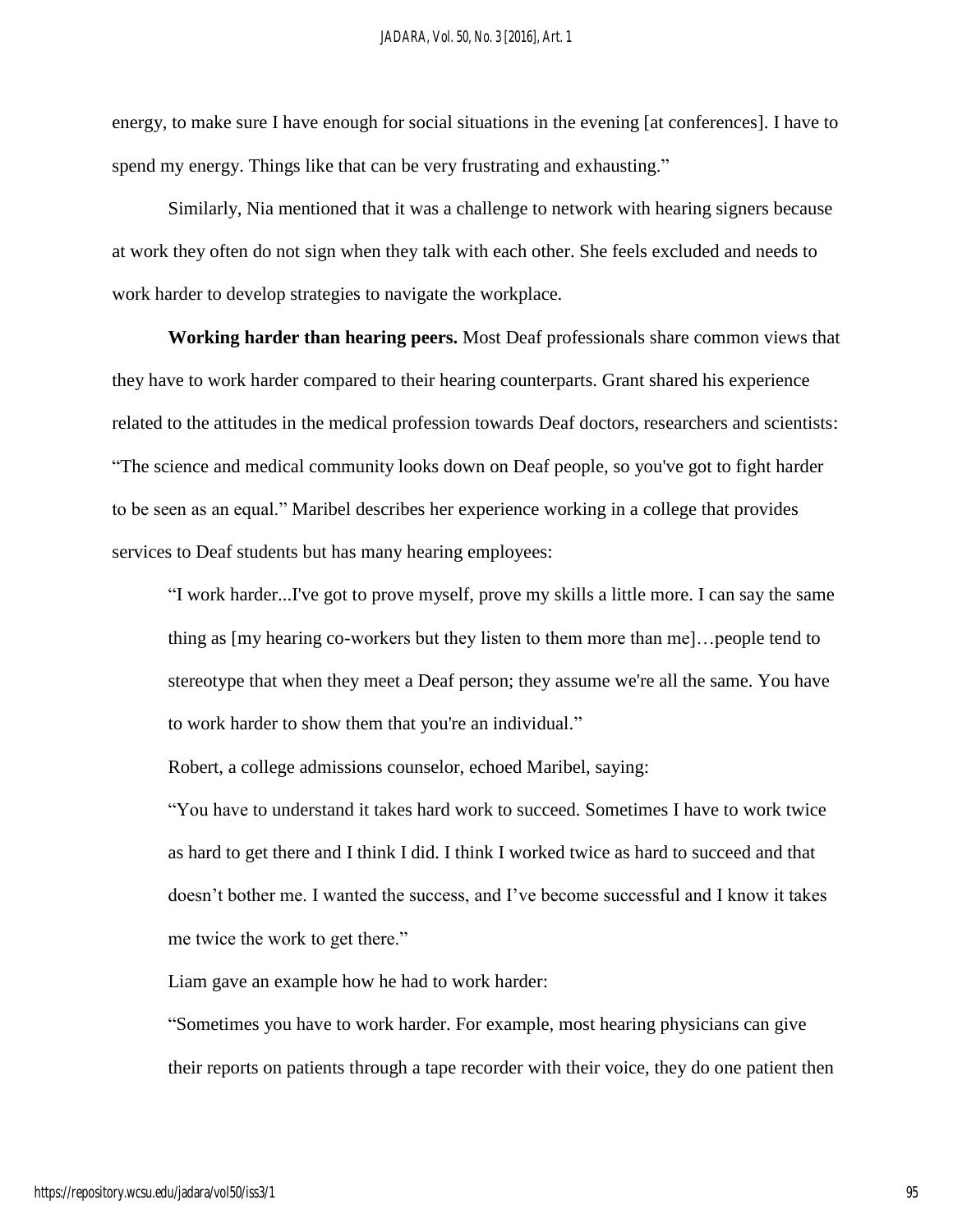energy, to make sure I have enough for social situations in the evening [at conferences]. I have to spend my energy. Things like that can be very frustrating and exhausting."

Similarly, Nia mentioned that it was a challenge to network with hearing signers because at work they often do not sign when they talk with each other. She feels excluded and needs to work harder to develop strategies to navigate the workplace.

**Working harder than hearing peers.** Most Deaf professionals share common views that they have to work harder compared to their hearing counterparts. Grant shared his experience related to the attitudes in the medical profession towards Deaf doctors, researchers and scientists: "The science and medical community looks down on Deaf people, so you've got to fight harder to be seen as an equal." Maribel describes her experience working in a college that provides services to Deaf students but has many hearing employees:

> "I work harder...I've got to prove myself, prove my skills a little more. I can say the same thing as [my hearing co-workers but they listen to them more than me]…people tend to stereotype that when they meet a Deaf person; they assume we're all the same. You have to work harder to show them that you're an individual."

Robert, a college admissions counselor, echoed Maribel, saying:

> "You have to understand it takes hard work to succeed. Sometimes I have to work twice as hard to get there and I think I did. I think I worked twice as hard to succeed and that doesn't bother me. I wanted the success, and I've become successful and I know it takes me twice the work to get there."

Liam gave an example how he had to work harder:

> "Sometimes you have to work harder. For example, most hearing physicians can give their reports on patients through a tape recorder with their voice, they do one patient then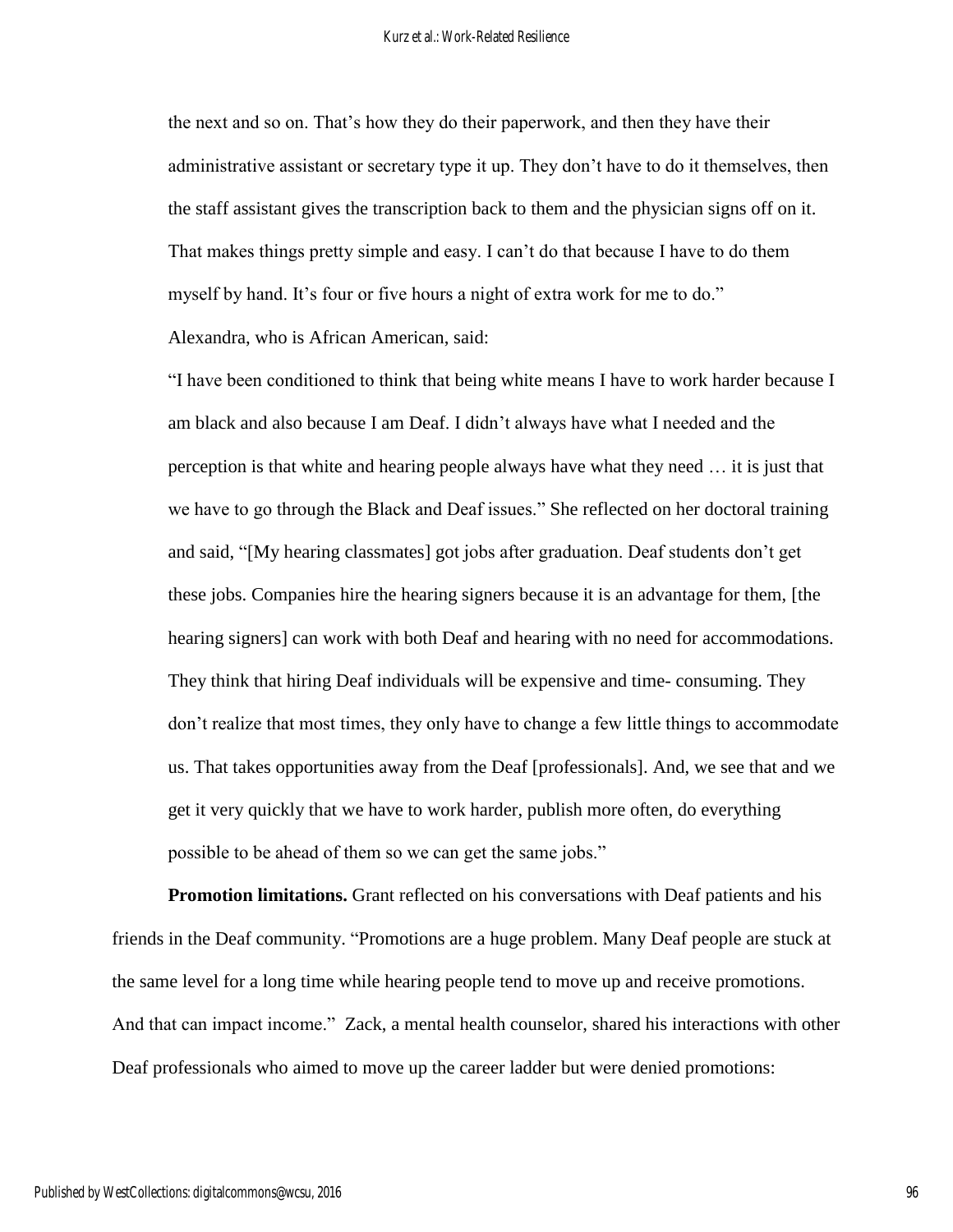the next and so on. That's how they do their paperwork, and then they have their administrative assistant or secretary type it up. They don't have to do it themselves, then the staff assistant gives the transcription back to them and the physician signs off on it. That makes things pretty simple and easy. I can't do that because I have to do them myself by hand. It's four or five hours a night of extra work for me to do."

Alexandra, who is African American, said:

"I have been conditioned to think that being white means I have to work harder because I am black and also because I am Deaf. I didn't always have what I needed and the perception is that white and hearing people always have what they need … it is just that we have to go through the Black and Deaf issues." She reflected on her doctoral training and said, "[My hearing classmates] got jobs after graduation. Deaf students don't get these jobs. Companies hire the hearing signers because it is an advantage for them, [the hearing signers] can work with both Deaf and hearing with no need for accommodations. They think that hiring Deaf individuals will be expensive and time- consuming. They don't realize that most times, they only have to change a few little things to accommodate us. That takes opportunities away from the Deaf [professionals]. And, we see that and we get it very quickly that we have to work harder, publish more often, do everything possible to be ahead of them so we can get the same jobs."

**Promotion limitations.** Grant reflected on his conversations with Deaf patients and his friends in the Deaf community. "Promotions are a huge problem. Many Deaf people are stuck at the same level for a long time while hearing people tend to move up and receive promotions. And that can impact income." Zack, a mental health counselor, shared his interactions with other Deaf professionals who aimed to move up the career ladder but were denied promotions: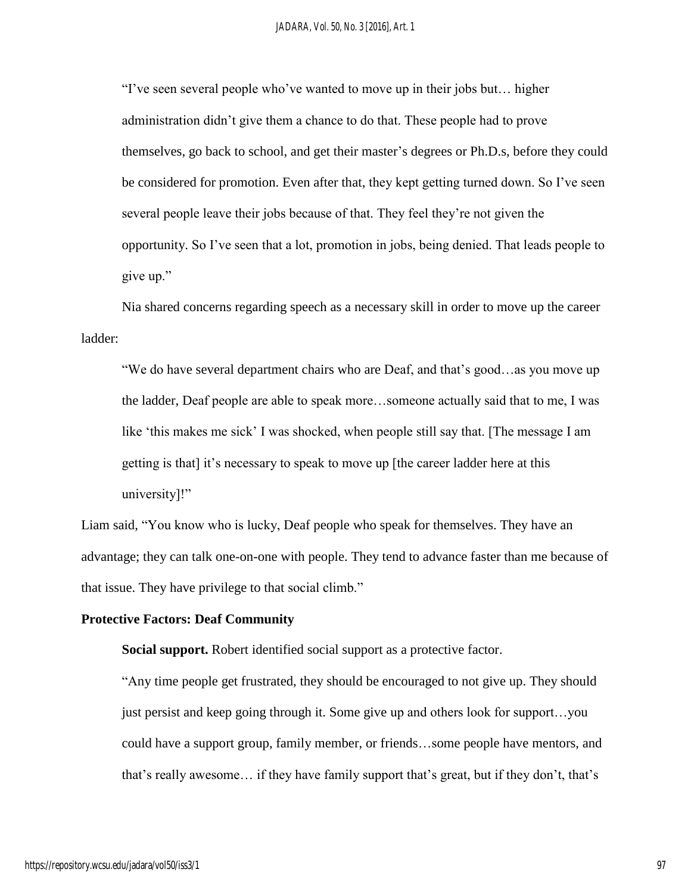> "I've seen several people who've wanted to move up in their jobs but… higher administration didn't give them a chance to do that. These people had to prove themselves, go back to school, and get their master's degrees or Ph.D.s, before they could be considered for promotion. Even after that, they kept getting turned down. So I've seen several people leave their jobs because of that. They feel they're not given the opportunity. So I've seen that a lot, promotion in jobs, being denied. That leads people to give up."

Nia shared concerns regarding speech as a necessary skill in order to move up the career ladder:

> "We do have several department chairs who are Deaf, and that's good…as you move up the ladder, Deaf people are able to speak more…someone actually said that to me, I was like 'this makes me sick' I was shocked, when people still say that. [The message I am getting is that] it's necessary to speak to move up [the career ladder here at this university]!"

Liam said, "You know who is lucky, Deaf people who speak for themselves. They have an advantage; they can talk one-on-one with people. They tend to advance faster than me because of that issue. They have privilege to that social climb."

### Protective Factors: Deaf Community

**Social support.** Robert identified social support as a protective factor.

> "Any time people get frustrated, they should be encouraged to not give up. They should just persist and keep going through it. Some give up and others look for support…you could have a support group, family member, or friends…some people have mentors, and that's really awesome… if they have family support that's great, but if they don't, that's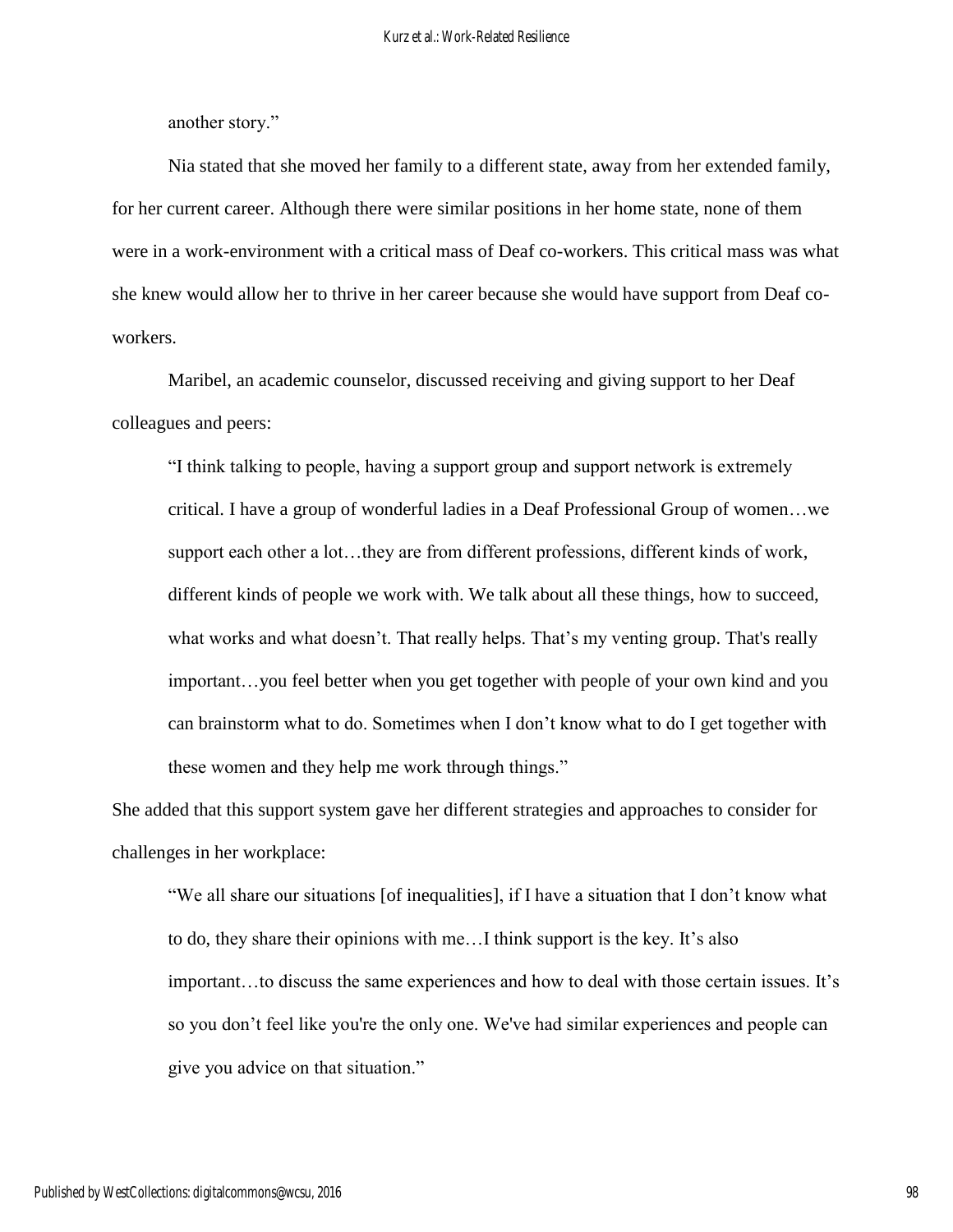another story."

Nia stated that she moved her family to a different state, away from her extended family, for her current career. Although there were similar positions in her home state, none of them were in a work-environment with a critical mass of Deaf co-workers. This critical mass was what she knew would allow her to thrive in her career because she would have support from Deaf co-workers.

Maribel, an academic counselor, discussed receiving and giving support to her Deaf colleagues and peers:

> "I think talking to people, having a support group and support network is extremely critical. I have a group of wonderful ladies in a Deaf Professional Group of women…we support each other a lot…they are from different professions, different kinds of work, different kinds of people we work with. We talk about all these things, how to succeed, what works and what doesn't. That really helps. That's my venting group. That's really important…you feel better when you get together with people of your own kind and you can brainstorm what to do. Sometimes when I don't know what to do I get together with these women and they help me work through things."

She added that this support system gave her different strategies and approaches to consider for challenges in her workplace:

> "We all share our situations [of inequalities], if I have a situation that I don't know what to do, they share their opinions with me…I think support is the key. It's also important…to discuss the same experiences and how to deal with those certain issues. It's so you don't feel like you're the only one. We've had similar experiences and people can give you advice on that situation."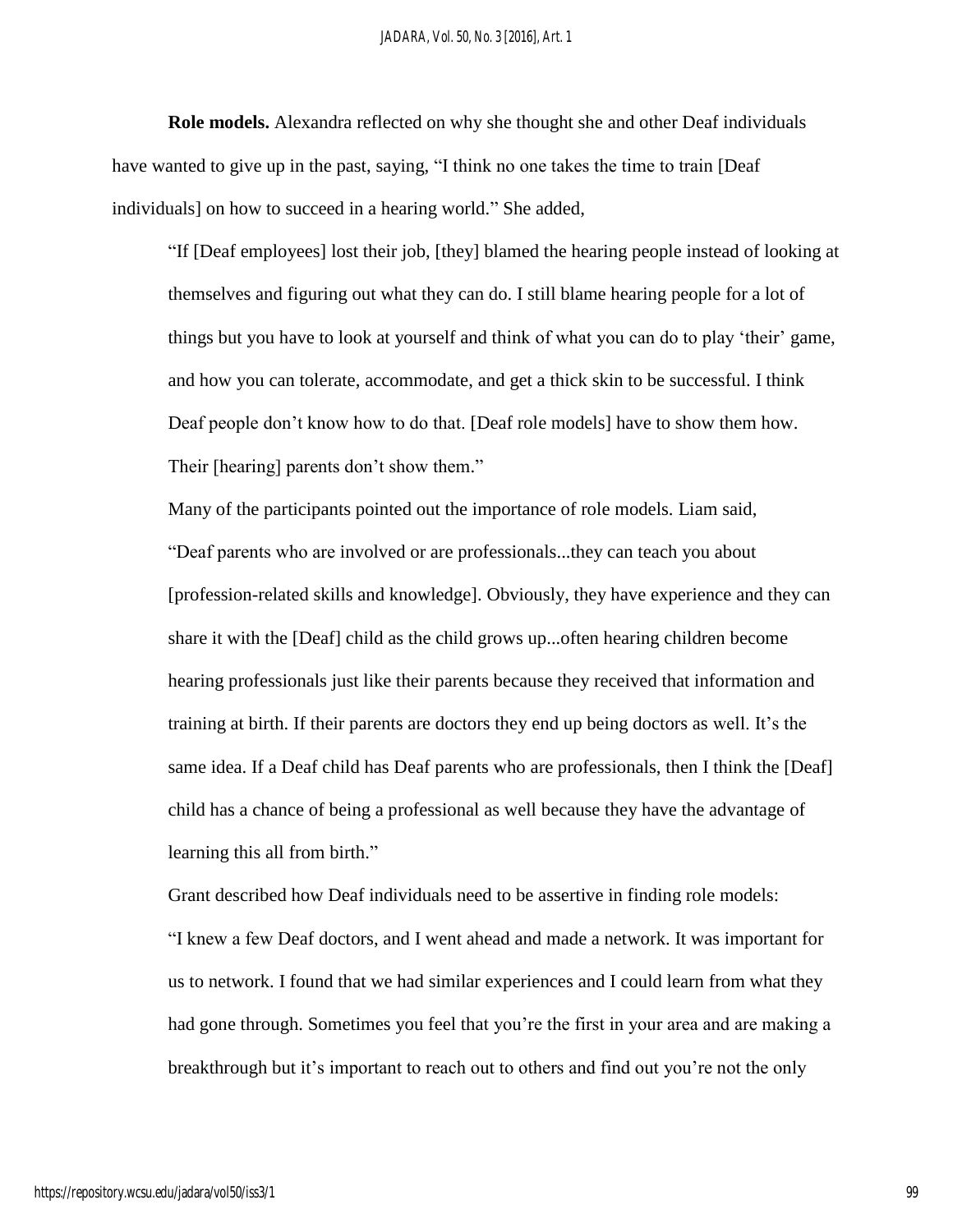**Role models.** Alexandra reflected on why she thought she and other Deaf individuals have wanted to give up in the past, saying, "I think no one takes the time to train [Deaf individuals] on how to succeed in a hearing world." She added,

> "If [Deaf employees] lost their job, [they] blamed the hearing people instead of looking at themselves and figuring out what they can do. I still blame hearing people for a lot of things but you have to look at yourself and think of what you can do to play 'their' game, and how you can tolerate, accommodate, and get a thick skin to be successful. I think Deaf people don't know how to do that. [Deaf role models] have to show them how. Their [hearing] parents don't show them."

Many of the participants pointed out the importance of role models. Liam said,

> "Deaf parents who are involved or are professionals...they can teach you about [profession-related skills and knowledge]. Obviously, they have experience and they can share it with the [Deaf] child as the child grows up...often hearing children become hearing professionals just like their parents because they received that information and training at birth. If their parents are doctors they end up being doctors as well. It's the same idea. If a Deaf child has Deaf parents who are professionals, then I think the [Deaf] child has a chance of being a professional as well because they have the advantage of learning this all from birth."

Grant described how Deaf individuals need to be assertive in finding role models:

> "I knew a few Deaf doctors, and I went ahead and made a network. It was important for us to network. I found that we had similar experiences and I could learn from what they had gone through. Sometimes you feel that you're the first in your area and are making a breakthrough but it's important to reach out to others and find out you're not the only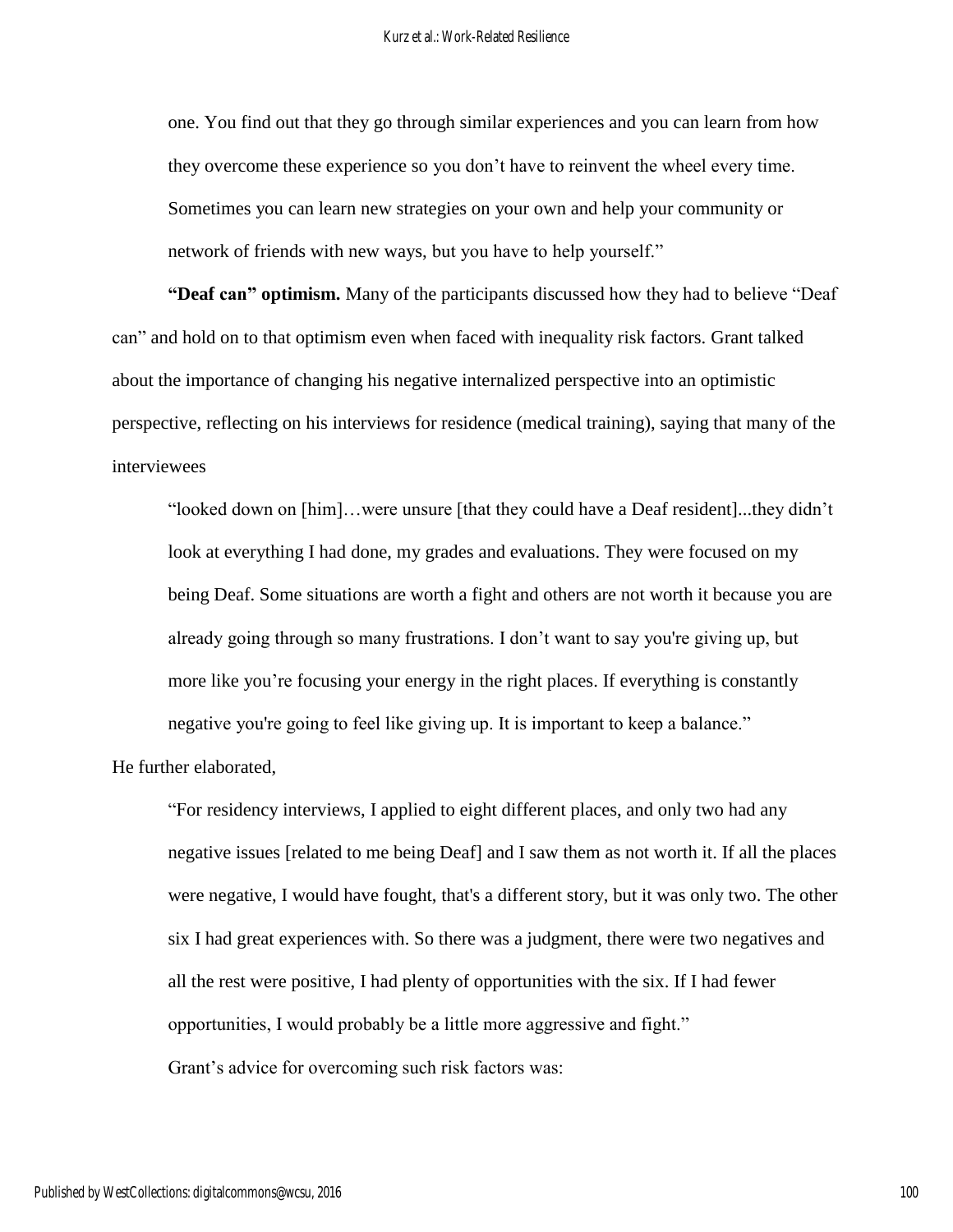one. You find out that they go through similar experiences and you can learn from how they overcome these experience so you don't have to reinvent the wheel every time. Sometimes you can learn new strategies on your own and help your community or network of friends with new ways, but you have to help yourself."

**"Deaf can" optimism.** Many of the participants discussed how they had to believe "Deaf can" and hold on to that optimism even when faced with inequality risk factors. Grant talked about the importance of changing his negative internalized perspective into an optimistic perspective, reflecting on his interviews for residence (medical training), saying that many of the interviewees

> "looked down on [him]…were unsure [that they could have a Deaf resident]...they didn't look at everything I had done, my grades and evaluations. They were focused on my being Deaf. Some situations are worth a fight and others are not worth it because you are already going through so many frustrations. I don't want to say you're giving up, but more like you're focusing your energy in the right places. If everything is constantly negative you're going to feel like giving up. It is important to keep a balance."

He further elaborated,

> "For residency interviews, I applied to eight different places, and only two had any negative issues [related to me being Deaf] and I saw them as not worth it. If all the places were negative, I would have fought, that's a different story, but it was only two. The other six I had great experiences with. So there was a judgment, there were two negatives and all the rest were positive, I had plenty of opportunities with the six. If I had fewer opportunities, I would probably be a little more aggressive and fight."

Grant's advice for overcoming such risk factors was: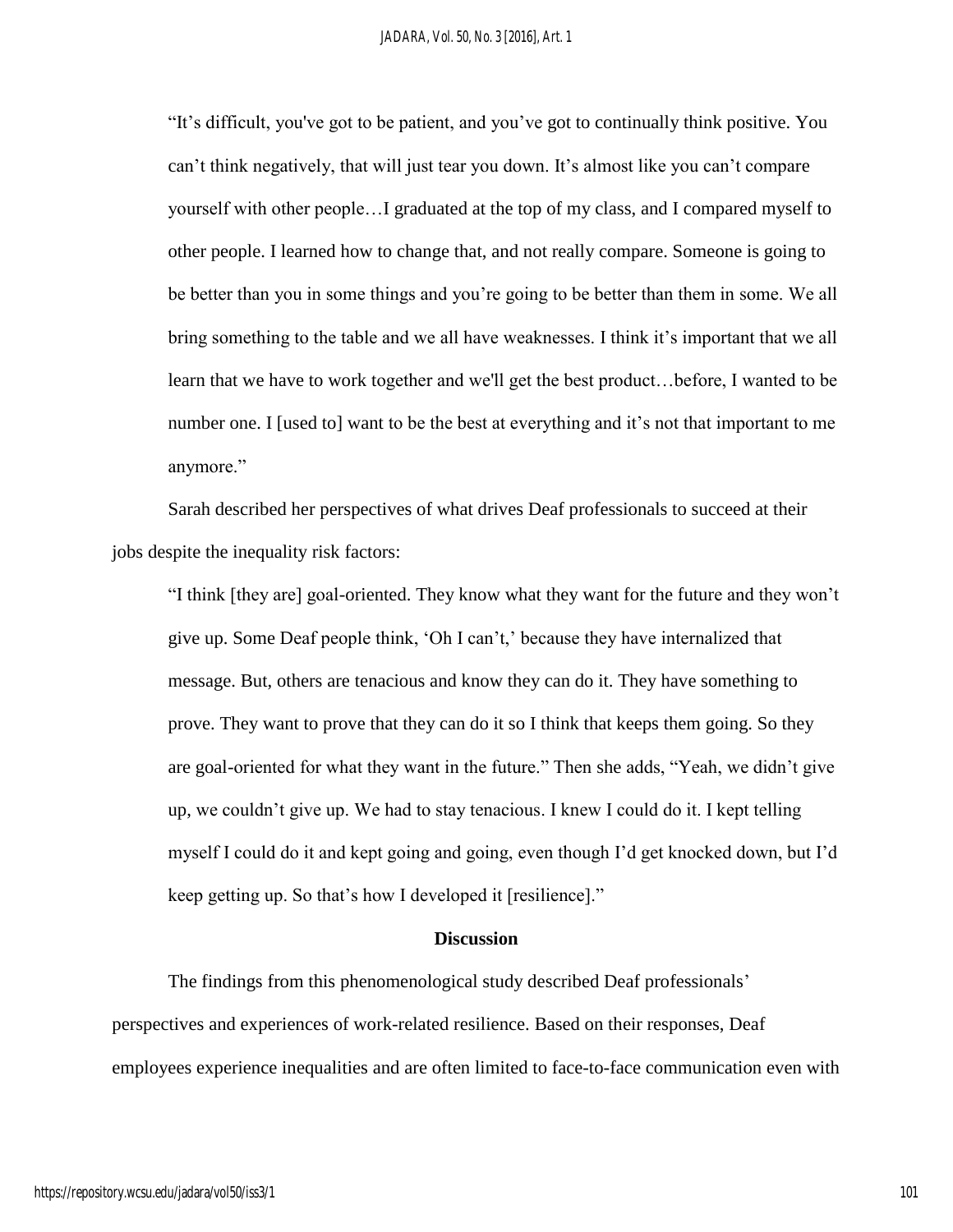> "It's difficult, you've got to be patient, and you've got to continually think positive. You can't think negatively, that will just tear you down. It's almost like you can't compare yourself with other people…I graduated at the top of my class, and I compared myself to other people. I learned how to change that, and not really compare. Someone is going to be better than you in some things and you're going to be better than them in some. We all bring something to the table and we all have weaknesses. I think it's important that we all learn that we have to work together and we'll get the best product…before, I wanted to be number one. I [used to] want to be the best at everything and it's not that important to me anymore."

Sarah described her perspectives of what drives Deaf professionals to succeed at their jobs despite the inequality risk factors:

> "I think [they are] goal-oriented. They know what they want for the future and they won't give up. Some Deaf people think, 'Oh I can't,' because they have internalized that message. But, others are tenacious and know they can do it. They have something to prove. They want to prove that they can do it so I think that keeps them going. So they are goal-oriented for what they want in the future." Then she adds, "Yeah, we didn't give up, we couldn't give up. We had to stay tenacious. I knew I could do it. I kept telling myself I could do it and kept going and going, even though I'd get knocked down, but I'd keep getting up. So that's how I developed it [resilience]."

## Discussion

The findings from this phenomenological study described Deaf professionals' perspectives and experiences of work-related resilience. Based on their responses, Deaf employees experience inequalities and are often limited to face-to-face communication even with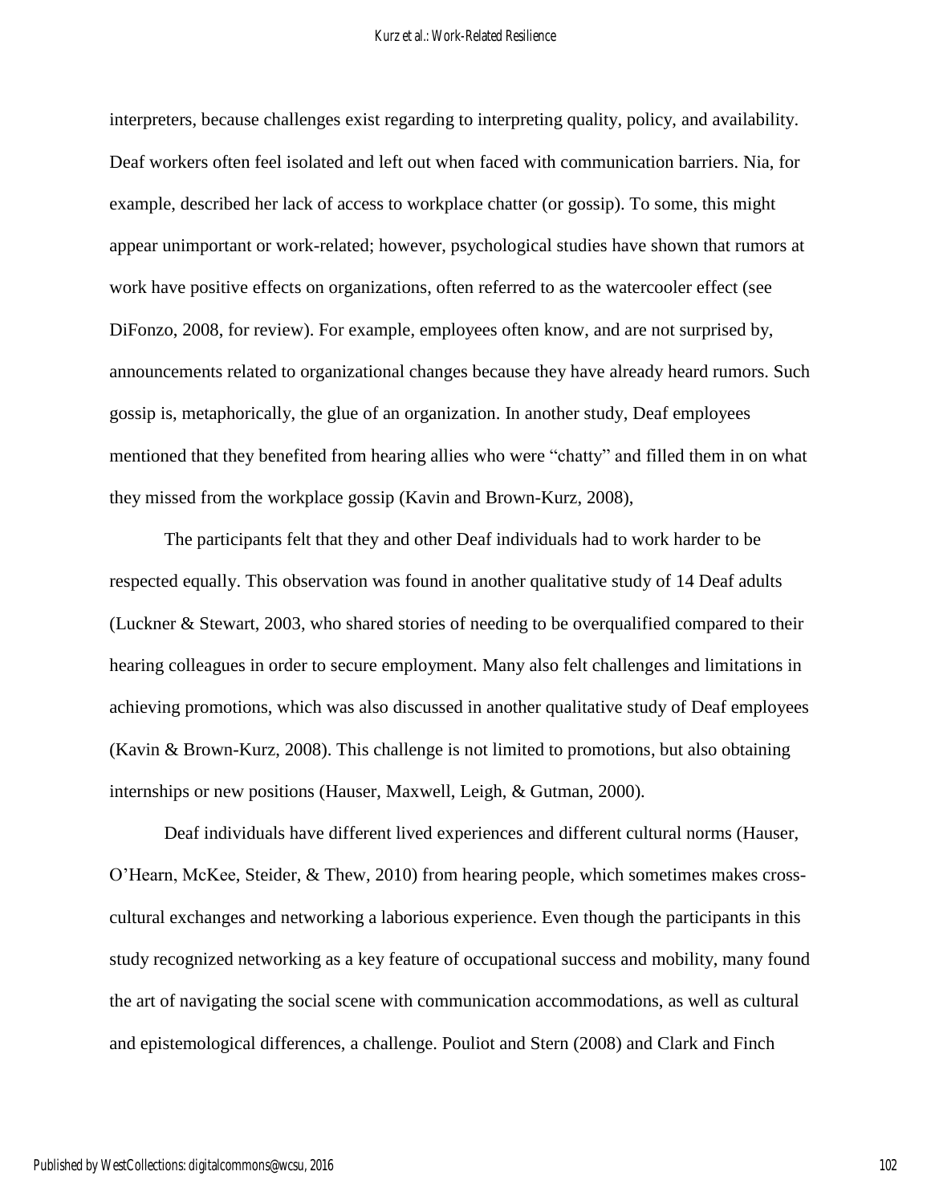interpreters, because challenges exist regarding to interpreting quality, policy, and availability. Deaf workers often feel isolated and left out when faced with communication barriers. Nia, for example, described her lack of access to workplace chatter (or gossip). To some, this might appear unimportant or work-related; however, psychological studies have shown that rumors at work have positive effects on organizations, often referred to as the watercooler effect (see DiFonzo, 2008, for review). For example, employees often know, and are not surprised by, announcements related to organizational changes because they have already heard rumors. Such gossip is, metaphorically, the glue of an organization. In another study, Deaf employees mentioned that they benefited from hearing allies who were "chatty" and filled them in on what they missed from the workplace gossip (Kavin and Brown-Kurz, 2008),

The participants felt that they and other Deaf individuals had to work harder to be respected equally. This observation was found in another qualitative study of 14 Deaf adults (Luckner & Stewart, 2003, who shared stories of needing to be overqualified compared to their hearing colleagues in order to secure employment. Many also felt challenges and limitations in achieving promotions, which was also discussed in another qualitative study of Deaf employees (Kavin & Brown-Kurz, 2008). This challenge is not limited to promotions, but also obtaining internships or new positions (Hauser, Maxwell, Leigh, & Gutman, 2000).

Deaf individuals have different lived experiences and different cultural norms (Hauser, O'Hearn, McKee, Steider, & Thew, 2010) from hearing people, which sometimes makes cross-cultural exchanges and networking a laborious experience. Even though the participants in this study recognized networking as a key feature of occupational success and mobility, many found the art of navigating the social scene with communication accommodations, as well as cultural and epistemological differences, a challenge. Pouliot and Stern (2008) and Clark and Finch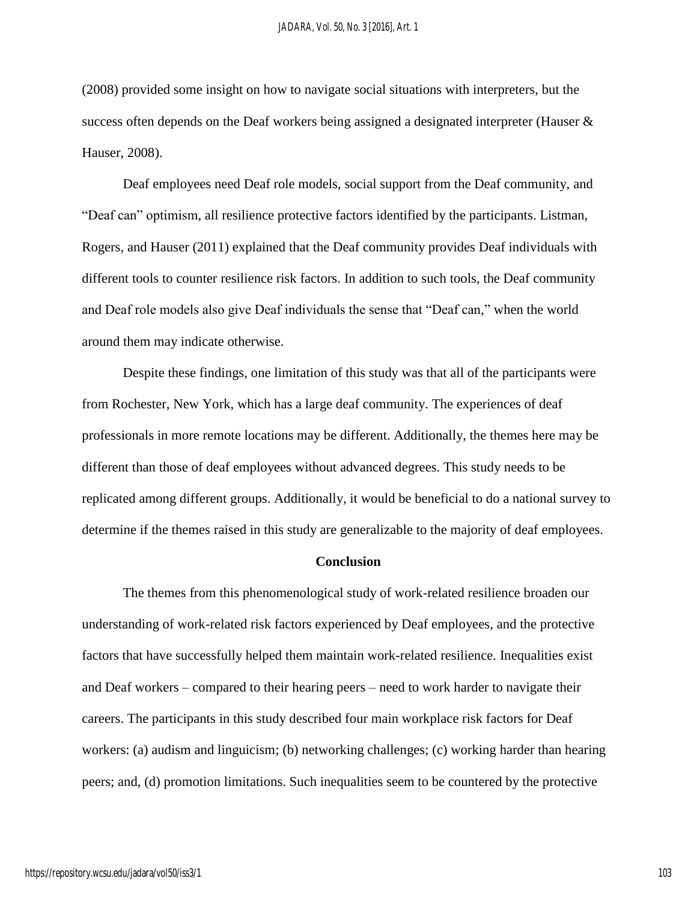(2008) provided some insight on how to navigate social situations with interpreters, but the success often depends on the Deaf workers being assigned a designated interpreter (Hauser & Hauser, 2008).

Deaf employees need Deaf role models, social support from the Deaf community, and "Deaf can" optimism, all resilience protective factors identified by the participants. Listman, Rogers, and Hauser (2011) explained that the Deaf community provides Deaf individuals with different tools to counter resilience risk factors. In addition to such tools, the Deaf community and Deaf role models also give Deaf individuals the sense that "Deaf can," when the world around them may indicate otherwise.

Despite these findings, one limitation of this study was that all of the participants were from Rochester, New York, which has a large deaf community. The experiences of deaf professionals in more remote locations may be different. Additionally, the themes here may be different than those of deaf employees without advanced degrees. This study needs to be replicated among different groups. Additionally, it would be beneficial to do a national survey to determine if the themes raised in this study are generalizable to the majority of deaf employees.

## Conclusion

The themes from this phenomenological study of work-related resilience broaden our understanding of work-related risk factors experienced by Deaf employees, and the protective factors that have successfully helped them maintain work-related resilience. Inequalities exist and Deaf workers – compared to their hearing peers – need to work harder to navigate their careers. The participants in this study described four main workplace risk factors for Deaf workers: (a) audism and linguicism; (b) networking challenges; (c) working harder than hearing peers; and, (d) promotion limitations. Such inequalities seem to be countered by the protective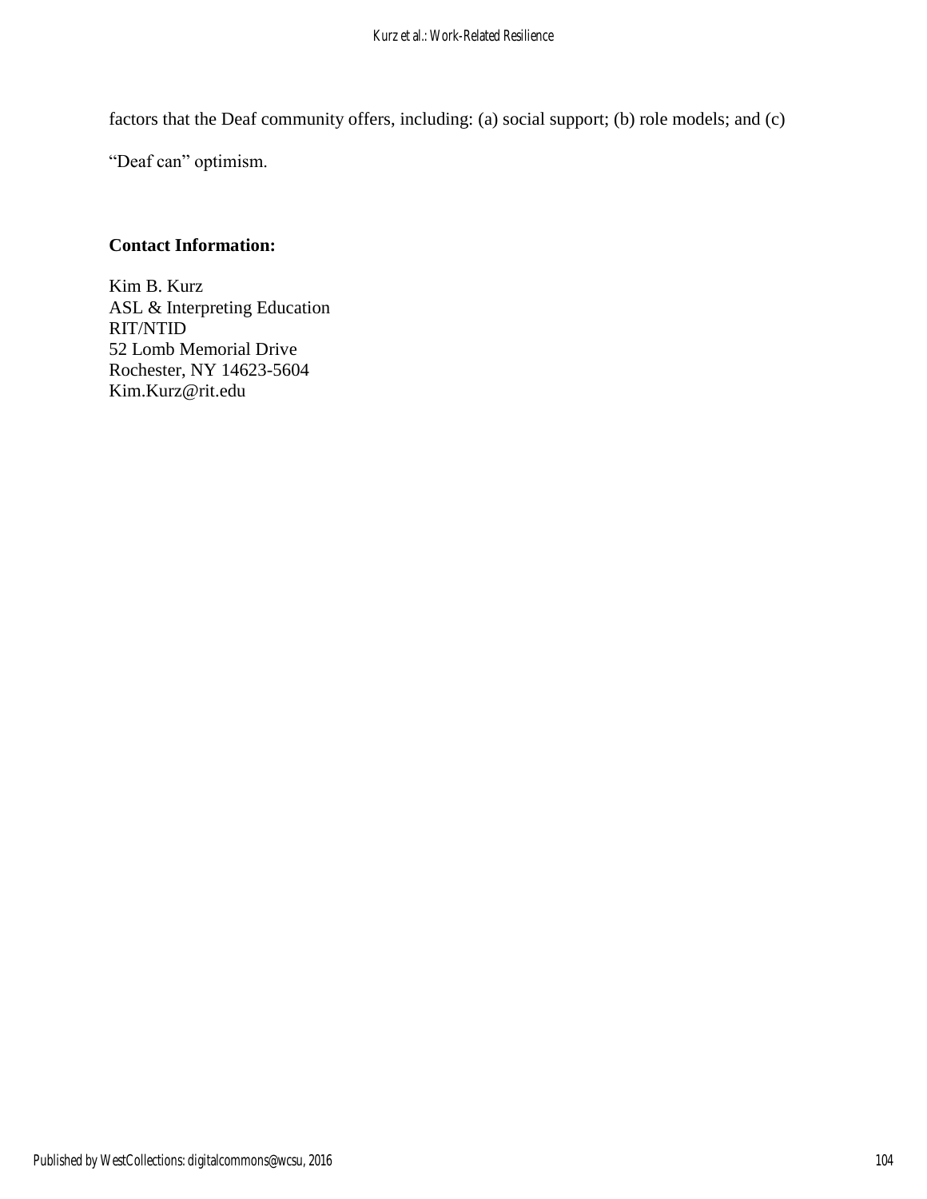factors that the Deaf community offers, including: (a) social support; (b) role models; and (c) "Deaf can" optimism.

**Contact Information:**

Kim B. Kurz
ASL & Interpreting Education
RIT/NTID
52 Lomb Memorial Drive
Rochester, NY 14623-5604
Kim.Kurz@rit.edu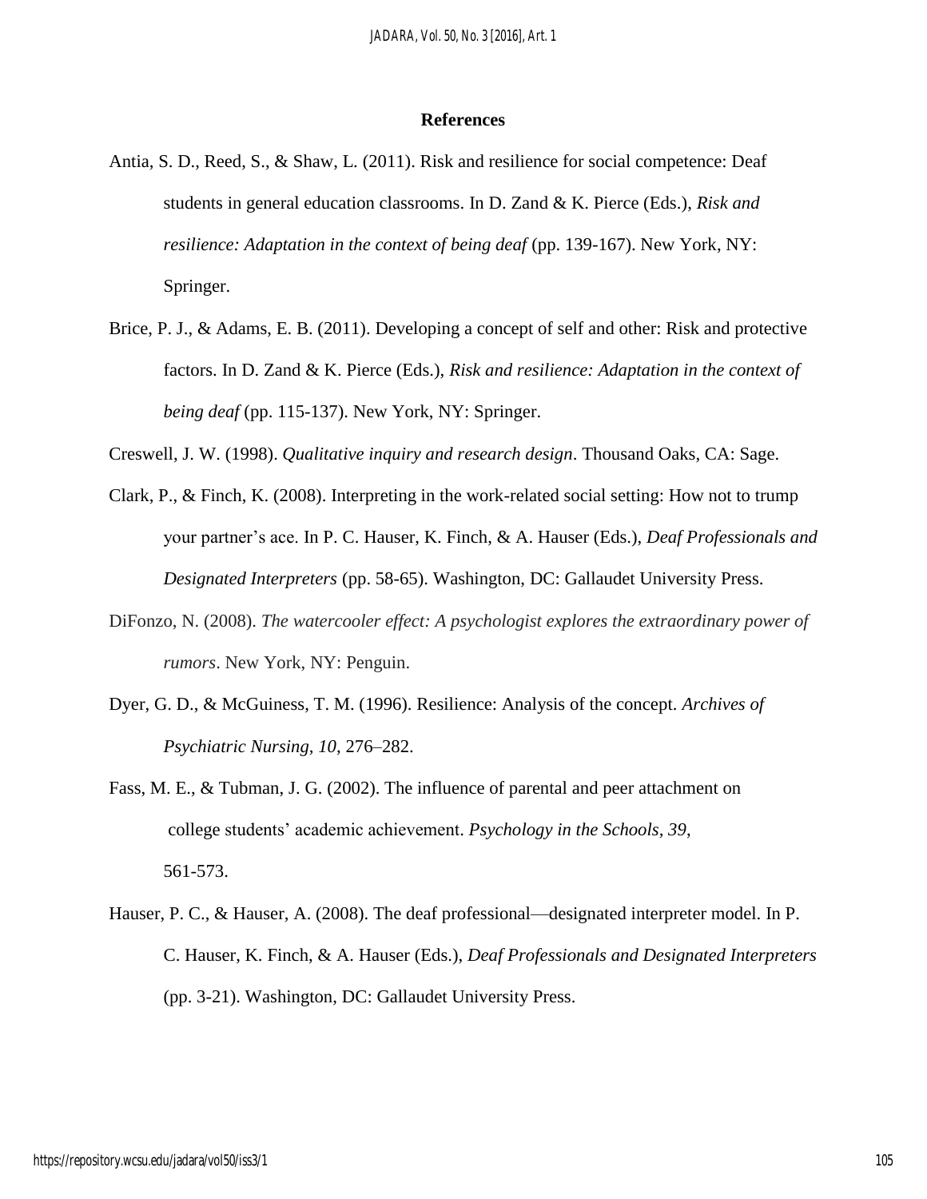## References

Antia, S. D., Reed, S., & Shaw, L. (2011). Risk and resilience for social competence: Deaf students in general education classrooms. In D. Zand & K. Pierce (Eds.), *Risk and resilience: Adaptation in the context of being deaf* (pp. 139-167). New York, NY: Springer.

Brice, P. J., & Adams, E. B. (2011). Developing a concept of self and other: Risk and protective factors. In D. Zand & K. Pierce (Eds.), *Risk and resilience: Adaptation in the context of being deaf* (pp. 115-137). New York, NY: Springer.

Creswell, J. W. (1998). *Qualitative inquiry and research design*. Thousand Oaks, CA: Sage.

Clark, P., & Finch, K. (2008). Interpreting in the work-related social setting: How not to trump your partner's ace. In P. C. Hauser, K. Finch, & A. Hauser (Eds.), *Deaf Professionals and Designated Interpreters* (pp. 58-65). Washington, DC: Gallaudet University Press.

DiFonzo, N. (2008). *The watercooler effect: A psychologist explores the extraordinary power of rumors*. New York, NY: Penguin.

Dyer, G. D., & McGuiness, T. M. (1996). Resilience: Analysis of the concept. *Archives of Psychiatric Nursing, 10*, 276–282.

Fass, M. E., & Tubman, J. G. (2002). The influence of parental and peer attachment on college students' academic achievement. *Psychology in the Schools, 39*, 561-573.

Hauser, P. C., & Hauser, A. (2008). The deaf professional—designated interpreter model. In P. C. Hauser, K. Finch, & A. Hauser (Eds.), *Deaf Professionals and Designated Interpreters* (pp. 3-21). Washington, DC: Gallaudet University Press.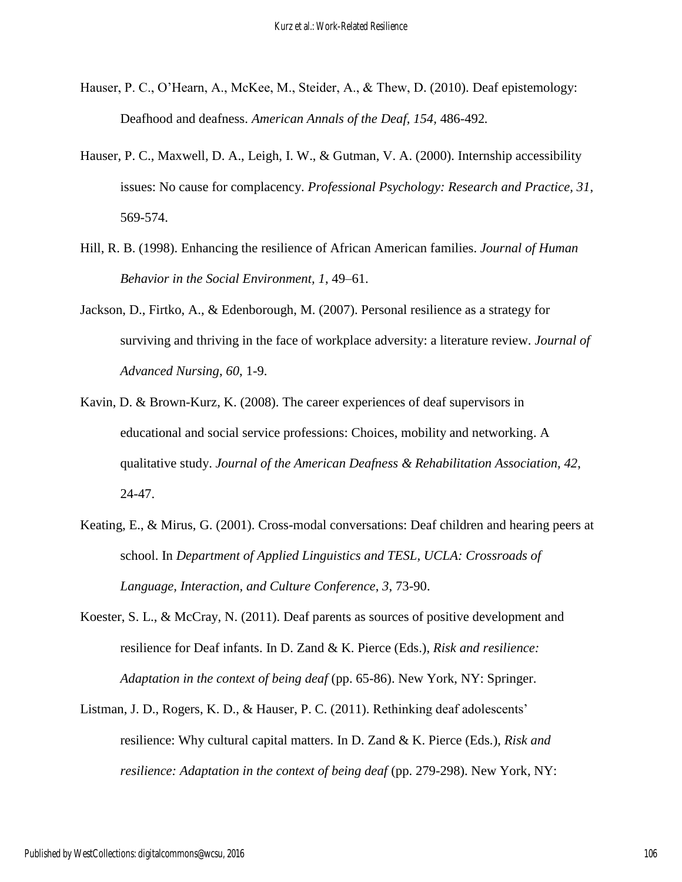Hauser, P. C., O'Hearn, A., McKee, M., Steider, A., & Thew, D. (2010). Deaf epistemology: Deafhood and deafness. *American Annals of the Deaf, 154*, 486-492.

Hauser, P. C., Maxwell, D. A., Leigh, I. W., & Gutman, V. A. (2000). Internship accessibility issues: No cause for complacency. *Professional Psychology: Research and Practice, 31*, 569-574.

Hill, R. B. (1998). Enhancing the resilience of African American families. *Journal of Human Behavior in the Social Environment, 1*, 49–61.

Jackson, D., Firtko, A., & Edenborough, M. (2007). Personal resilience as a strategy for surviving and thriving in the face of workplace adversity: a literature review. *Journal of Advanced Nursing, 60*, 1-9.

Kavin, D. & Brown-Kurz, K. (2008). The career experiences of deaf supervisors in educational and social service professions: Choices, mobility and networking. A qualitative study. *Journal of the American Deafness & Rehabilitation Association, 42*, 24-47.

Keating, E., & Mirus, G. (2001). Cross-modal conversations: Deaf children and hearing peers at school. In *Department of Applied Linguistics and TESL, UCLA: Crossroads of Language, Interaction, and Culture Conference, 3*, 73-90.

Koester, S. L., & McCray, N. (2011). Deaf parents as sources of positive development and resilience for Deaf infants. In D. Zand & K. Pierce (Eds.), *Risk and resilience: Adaptation in the context of being deaf* (pp. 65-86). New York, NY: Springer.

Listman, J. D., Rogers, K. D., & Hauser, P. C. (2011). Rethinking deaf adolescents' resilience: Why cultural capital matters. In D. Zand & K. Pierce (Eds.), *Risk and resilience: Adaptation in the context of being deaf* (pp. 279-298). New York, NY: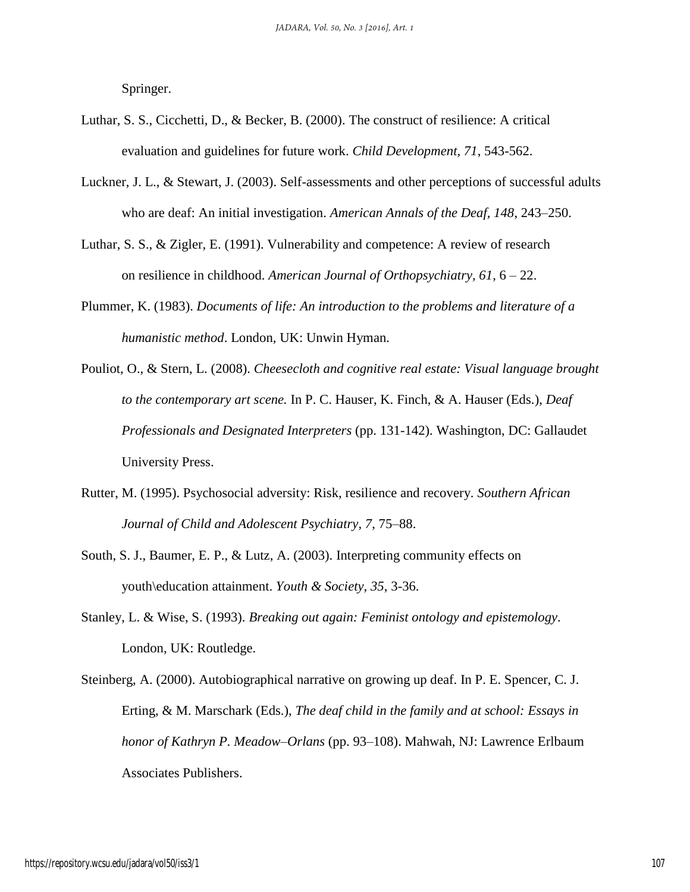Springer.

Luthar, S. S., Cicchetti, D., & Becker, B. (2000). The construct of resilience: A critical evaluation and guidelines for future work. *Child Development, 71*, 543-562.

Luckner, J. L., & Stewart, J. (2003). Self-assessments and other perceptions of successful adults who are deaf: An initial investigation. *American Annals of the Deaf, 148*, 243–250.

Luthar, S. S., & Zigler, E. (1991). Vulnerability and competence: A review of research on resilience in childhood. *American Journal of Orthopsychiatry, 61*, 6 – 22.

Plummer, K. (1983). *Documents of life: An introduction to the problems and literature of a humanistic method*. London, UK: Unwin Hyman.

Pouliot, O., & Stern, L. (2008). *Cheesecloth and cognitive real estate: Visual language brought to the contemporary art scene.* In P. C. Hauser, K. Finch, & A. Hauser (Eds.), *Deaf Professionals and Designated Interpreters* (pp. 131-142). Washington, DC: Gallaudet University Press.

Rutter, M. (1995). Psychosocial adversity: Risk, resilience and recovery. *Southern African Journal of Child and Adolescent Psychiatry, 7*, 75–88.

South, S. J., Baumer, E. P., & Lutz, A. (2003). Interpreting community effects on youth\education attainment. *Youth & Society, 35*, 3-36.

Stanley, L. & Wise, S. (1993). *Breaking out again: Feminist ontology and epistemology*. London, UK: Routledge.

Steinberg, A. (2000). Autobiographical narrative on growing up deaf. In P. E. Spencer, C. J. Erting, & M. Marschark (Eds.), *The deaf child in the family and at school: Essays in honor of Kathryn P. Meadow–Orlans* (pp. 93–108). Mahwah, NJ: Lawrence Erlbaum Associates Publishers.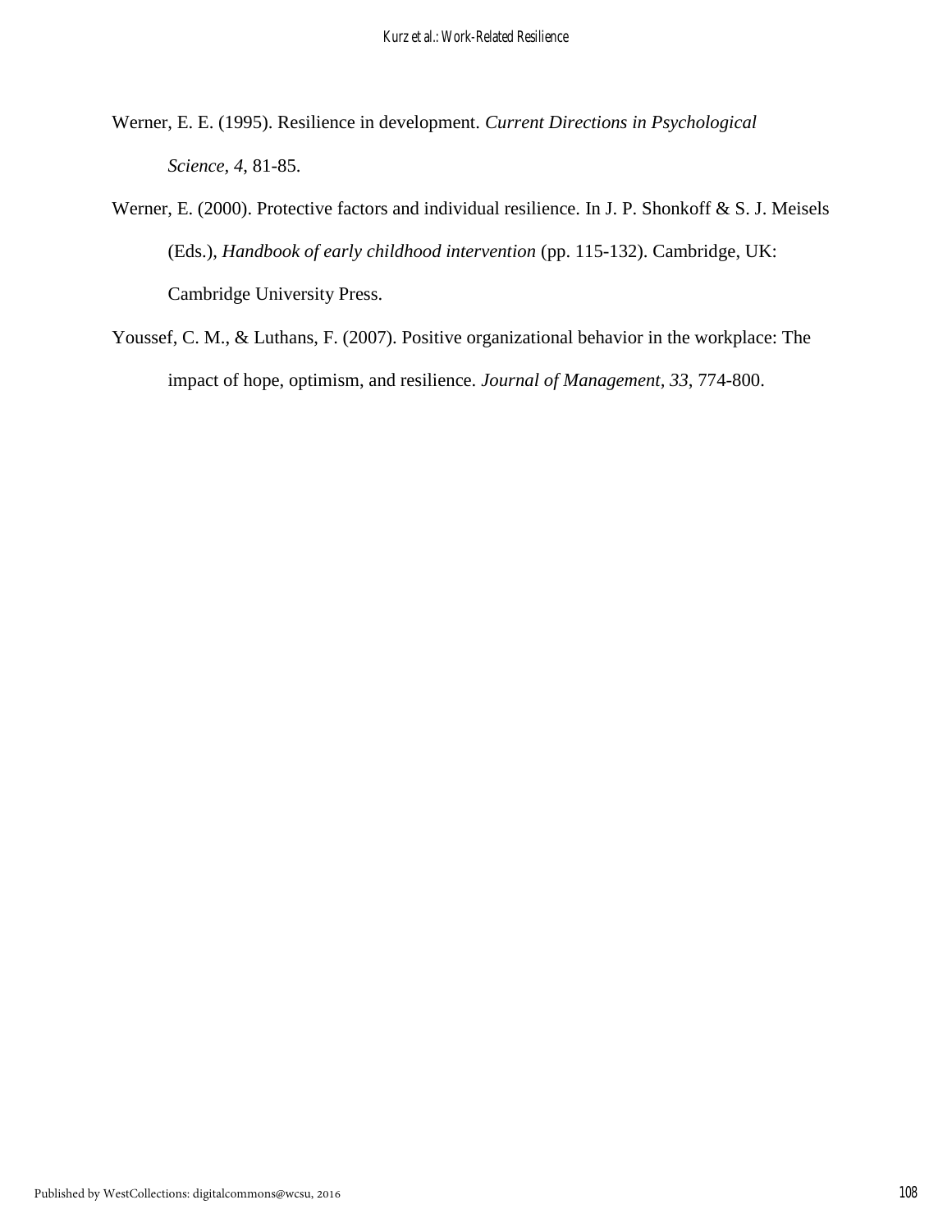Werner, E. E. (1995). Resilience in development. *Current Directions in Psychological Science, 4*, 81-85.

Werner, E. (2000). Protective factors and individual resilience. In J. P. Shonkoff & S. J. Meisels (Eds.), *Handbook of early childhood intervention* (pp. 115-132). Cambridge, UK: Cambridge University Press.

Youssef, C. M., & Luthans, F. (2007). Positive organizational behavior in the workplace: The impact of hope, optimism, and resilience. *Journal of Management, 33*, 774-800.